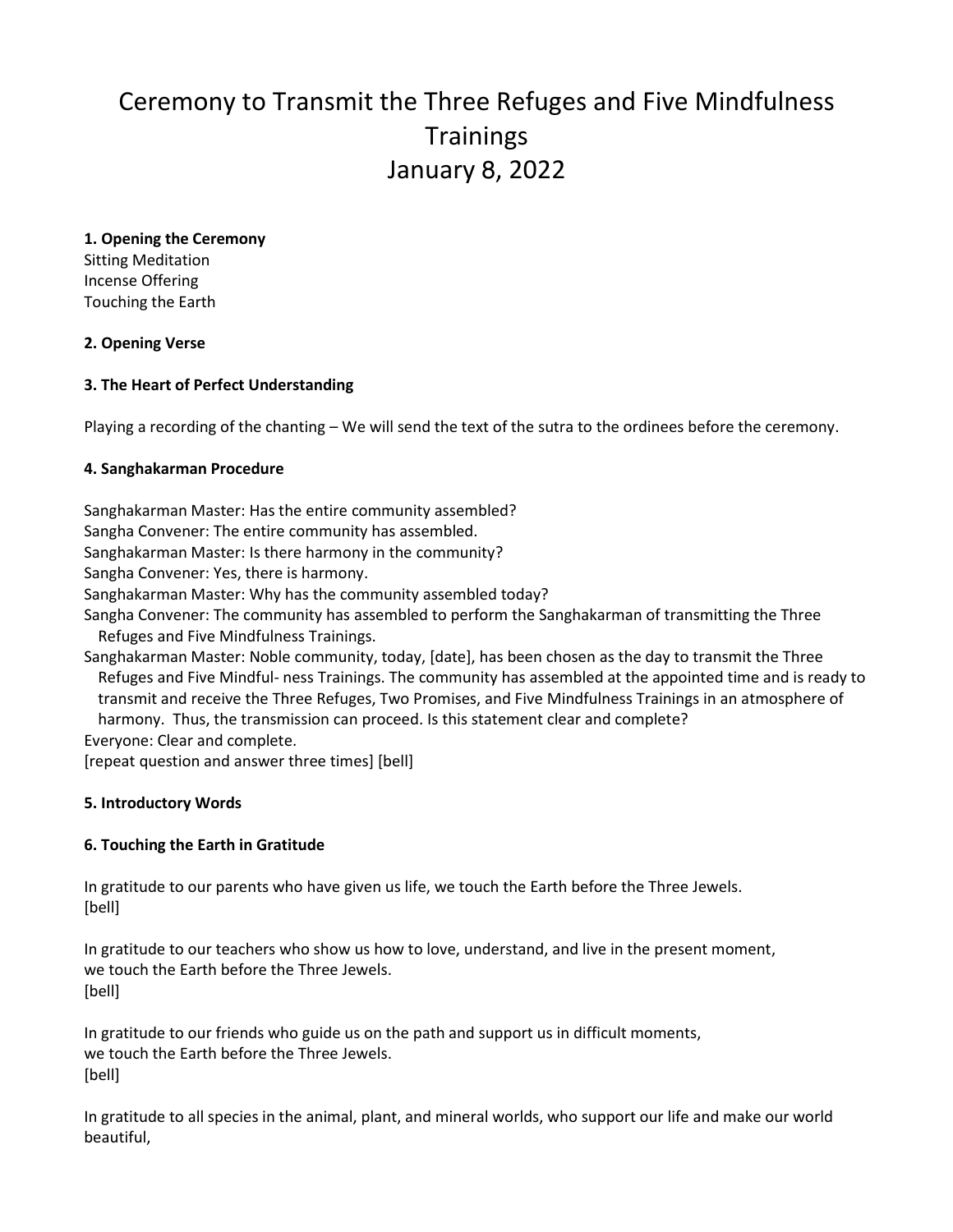# Ceremony to Transmit the Three Refuges and Five Mindfulness Trainings
# January 8, 2022

**1. Opening the Ceremony**

Sitting Meditation
Incense Offering
Touching the Earth

**2. Opening Verse**

**3. The Heart of Perfect Understanding**

Playing a recording of the chanting – We will send the text of the sutra to the ordinees before the ceremony.

**4. Sanghakarman Procedure**

Sanghakarman Master: Has the entire community assembled?
Sangha Convener: The entire community has assembled.
Sanghakarman Master: Is there harmony in the community?
Sangha Convener: Yes, there is harmony.
Sanghakarman Master: Why has the community assembled today?
Sangha Convener: The community has assembled to perform the Sanghakarman of transmitting the Three Refuges and Five Mindfulness Trainings.
Sanghakarman Master: Noble community, today, [date], has been chosen as the day to transmit the Three Refuges and Five Mindful- ness Trainings. The community has assembled at the appointed time and is ready to transmit and receive the Three Refuges, Two Promises, and Five Mindfulness Trainings in an atmosphere of harmony. Thus, the transmission can proceed. Is this statement clear and complete?
Everyone: Clear and complete.
[repeat question and answer three times] [bell]

**5. Introductory Words**

**6. Touching the Earth in Gratitude**

In gratitude to our parents who have given us life, we touch the Earth before the Three Jewels.
[bell]

In gratitude to our teachers who show us how to love, understand, and live in the present moment,
we touch the Earth before the Three Jewels.
[bell]

In gratitude to our friends who guide us on the path and support us in difficult moments,
we touch the Earth before the Three Jewels.
[bell]

In gratitude to all species in the animal, plant, and mineral worlds, who support our life and make our world beautiful,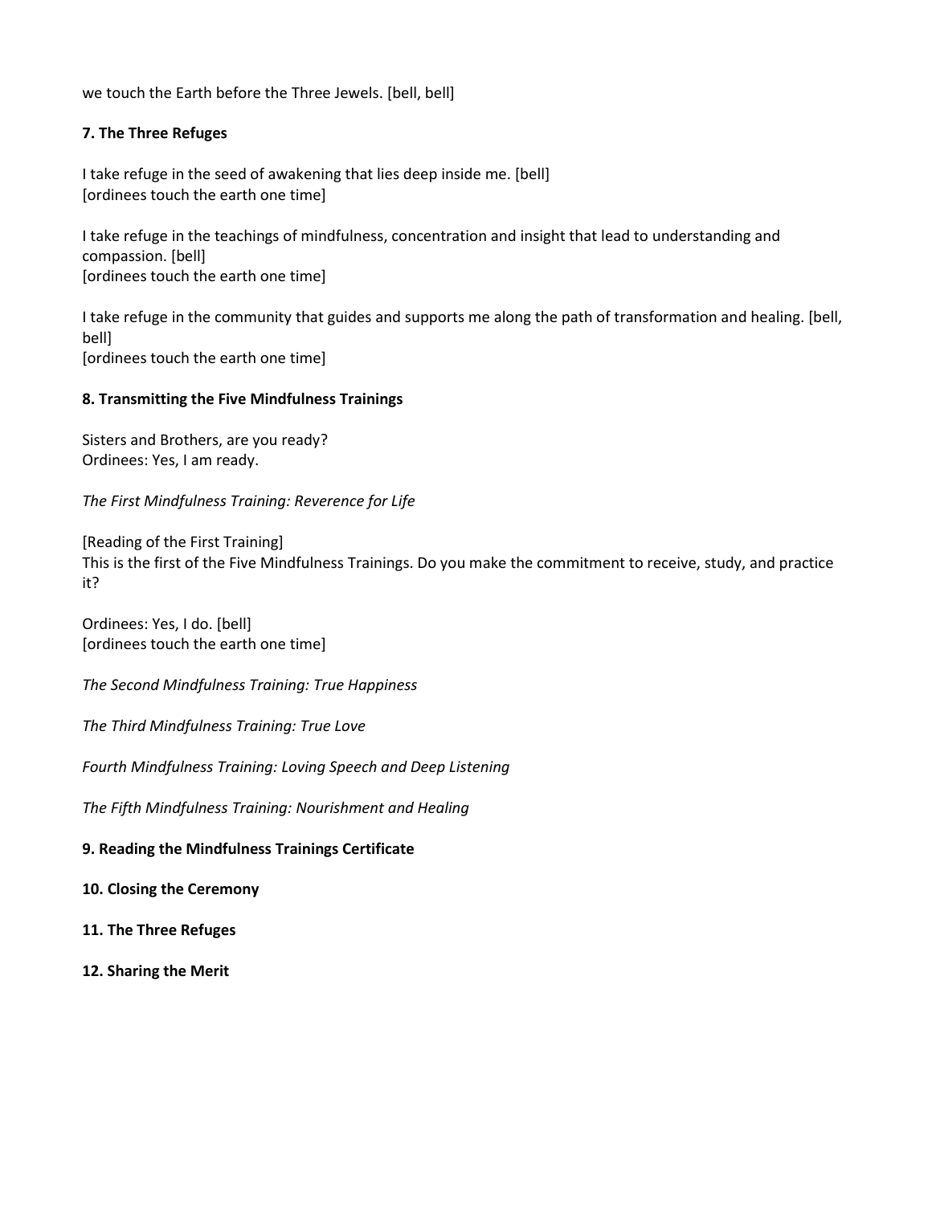we touch the Earth before the Three Jewels. [bell, bell]

**7. The Three Refuges**

I take refuge in the seed of awakening that lies deep inside me. [bell]
[ordinees touch the earth one time]

I take refuge in the teachings of mindfulness, concentration and insight that lead to understanding and compassion. [bell]
[ordinees touch the earth one time]

I take refuge in the community that guides and supports me along the path of transformation and healing. [bell, bell]
[ordinees touch the earth one time]

**8. Transmitting the Five Mindfulness Trainings**

Sisters and Brothers, are you ready?
Ordinees: Yes, I am ready.

*The First Mindfulness Training: Reverence for Life*

[Reading of the First Training]
This is the first of the Five Mindfulness Trainings. Do you make the commitment to receive, study, and practice it?

Ordinees: Yes, I do. [bell]
[ordinees touch the earth one time]

*The Second Mindfulness Training: True Happiness*

*The Third Mindfulness Training: True Love*

*Fourth Mindfulness Training: Loving Speech and Deep Listening*

*The Fifth Mindfulness Training: Nourishment and Healing*

**9. Reading the Mindfulness Trainings Certificate**

**10. Closing the Ceremony**

**11. The Three Refuges**

**12. Sharing the Merit**